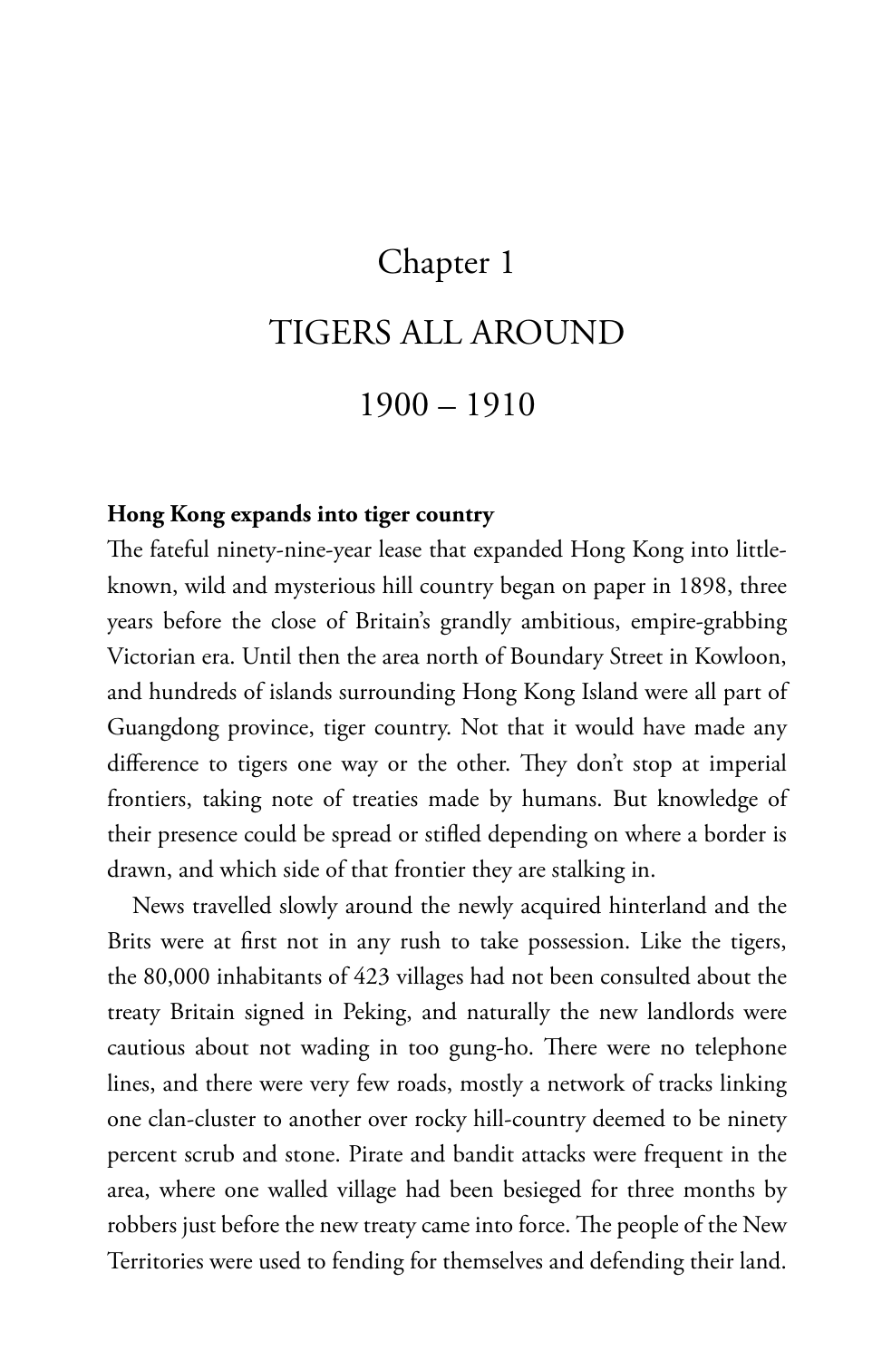# Chapter 1

# TIGERS ALL AROUND

# 1900 – 1910

**Hong Kong expands into tiger country**

The fateful ninety-nine-year lease that expanded Hong Kong into little-known, wild and mysterious hill country began on paper in 1898, three years before the close of Britain's grandly ambitious, empire-grabbing Victorian era. Until then the area north of Boundary Street in Kowloon, and hundreds of islands surrounding Hong Kong Island were all part of Guangdong province, tiger country. Not that it would have made any difference to tigers one way or the other. They don't stop at imperial frontiers, taking note of treaties made by humans. But knowledge of their presence could be spread or stifled depending on where a border is drawn, and which side of that frontier they are stalking in.

News travelled slowly around the newly acquired hinterland and the Brits were at first not in any rush to take possession. Like the tigers, the 80,000 inhabitants of 423 villages had not been consulted about the treaty Britain signed in Peking, and naturally the new landlords were cautious about not wading in too gung-ho. There were no telephone lines, and there were very few roads, mostly a network of tracks linking one clan-cluster to another over rocky hill-country deemed to be ninety percent scrub and stone. Pirate and bandit attacks were frequent in the area, where one walled village had been besieged for three months by robbers just before the new treaty came into force. The people of the New Territories were used to fending for themselves and defending their land.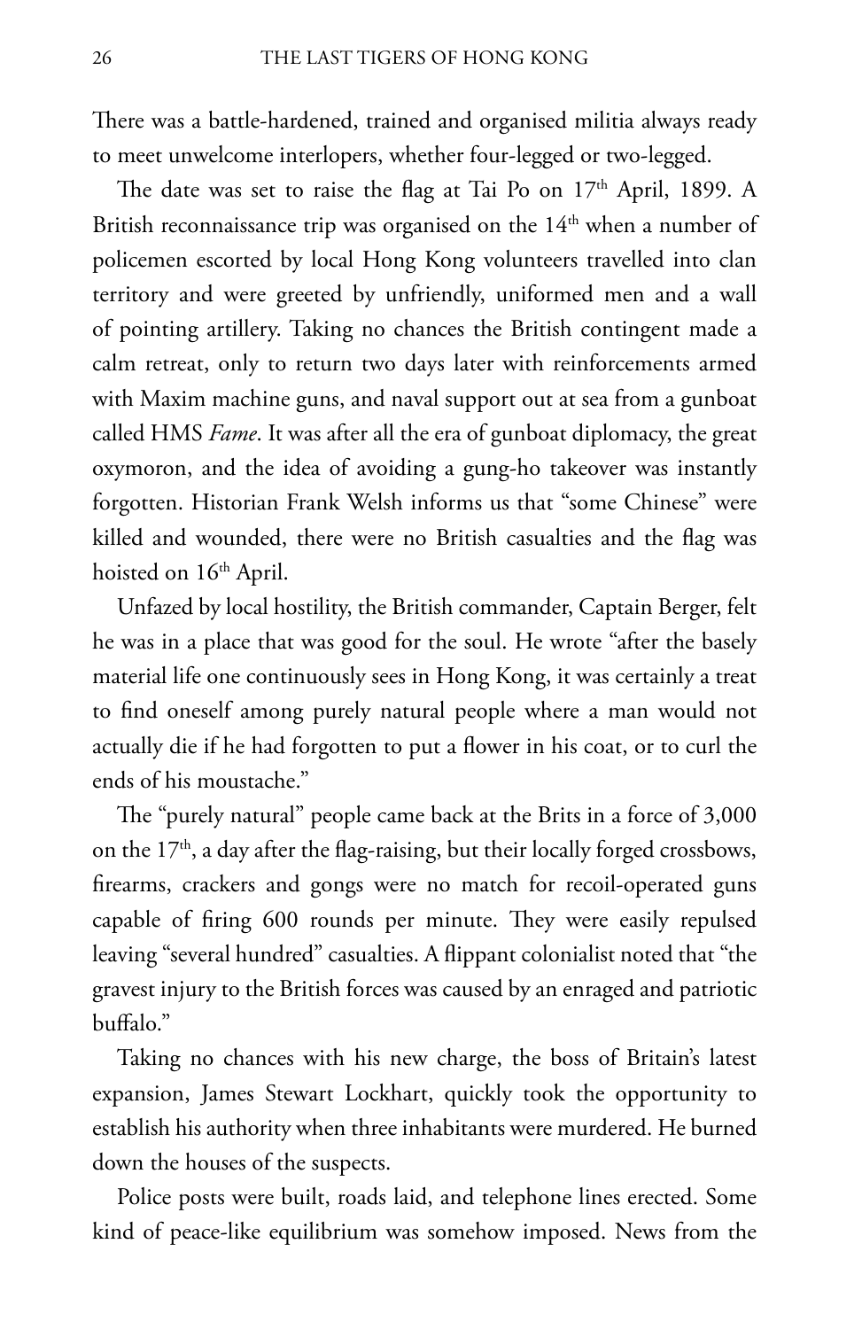There was a battle-hardened, trained and organised militia always ready to meet unwelcome interlopers, whether four-legged or two-legged.

The date was set to raise the flag at Tai Po on 17th April, 1899. A British reconnaissance trip was organised on the 14th when a number of policemen escorted by local Hong Kong volunteers travelled into clan territory and were greeted by unfriendly, uniformed men and a wall of pointing artillery. Taking no chances the British contingent made a calm retreat, only to return two days later with reinforcements armed with Maxim machine guns, and naval support out at sea from a gunboat called HMS *Fame*. It was after all the era of gunboat diplomacy, the great oxymoron, and the idea of avoiding a gung-ho takeover was instantly forgotten. Historian Frank Welsh informs us that "some Chinese" were killed and wounded, there were no British casualties and the flag was hoisted on 16th April.

Unfazed by local hostility, the British commander, Captain Berger, felt he was in a place that was good for the soul. He wrote "after the basely material life one continuously sees in Hong Kong, it was certainly a treat to find oneself among purely natural people where a man would not actually die if he had forgotten to put a flower in his coat, or to curl the ends of his moustache."

The "purely natural" people came back at the Brits in a force of 3,000 on the 17th, a day after the flag-raising, but their locally forged crossbows, firearms, crackers and gongs were no match for recoil-operated guns capable of firing 600 rounds per minute. They were easily repulsed leaving "several hundred" casualties. A flippant colonialist noted that "the gravest injury to the British forces was caused by an enraged and patriotic buffalo."

Taking no chances with his new charge, the boss of Britain's latest expansion, James Stewart Lockhart, quickly took the opportunity to establish his authority when three inhabitants were murdered. He burned down the houses of the suspects.

Police posts were built, roads laid, and telephone lines erected. Some kind of peace-like equilibrium was somehow imposed. News from the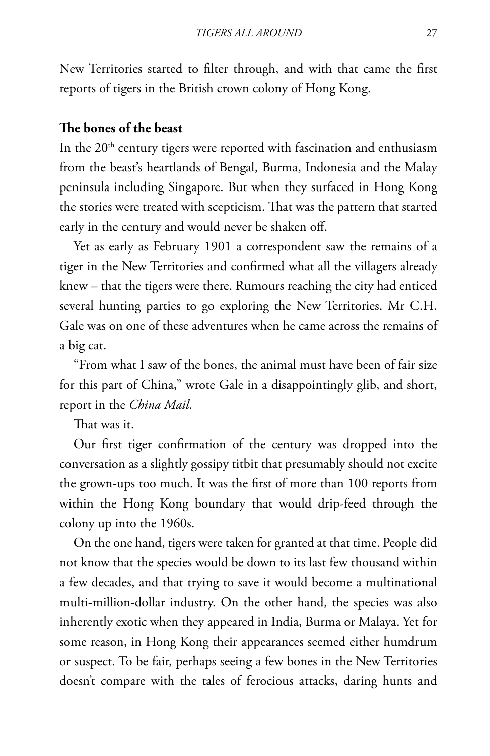New Territories started to filter through, and with that came the first reports of tigers in the British crown colony of Hong Kong.

**The bones of the beast**

In the 20th century tigers were reported with fascination and enthusiasm from the beast's heartlands of Bengal, Burma, Indonesia and the Malay peninsula including Singapore. But when they surfaced in Hong Kong the stories were treated with scepticism. That was the pattern that started early in the century and would never be shaken off.

Yet as early as February 1901 a correspondent saw the remains of a tiger in the New Territories and confirmed what all the villagers already knew – that the tigers were there. Rumours reaching the city had enticed several hunting parties to go exploring the New Territories. Mr C.H. Gale was on one of these adventures when he came across the remains of a big cat.

"From what I saw of the bones, the animal must have been of fair size for this part of China," wrote Gale in a disappointingly glib, and short, report in the *China Mail*.

That was it.

Our first tiger confirmation of the century was dropped into the conversation as a slightly gossipy titbit that presumably should not excite the grown-ups too much. It was the first of more than 100 reports from within the Hong Kong boundary that would drip-feed through the colony up into the 1960s.

On the one hand, tigers were taken for granted at that time. People did not know that the species would be down to its last few thousand within a few decades, and that trying to save it would become a multinational multi-million-dollar industry. On the other hand, the species was also inherently exotic when they appeared in India, Burma or Malaya. Yet for some reason, in Hong Kong their appearances seemed either humdrum or suspect. To be fair, perhaps seeing a few bones in the New Territories doesn't compare with the tales of ferocious attacks, daring hunts and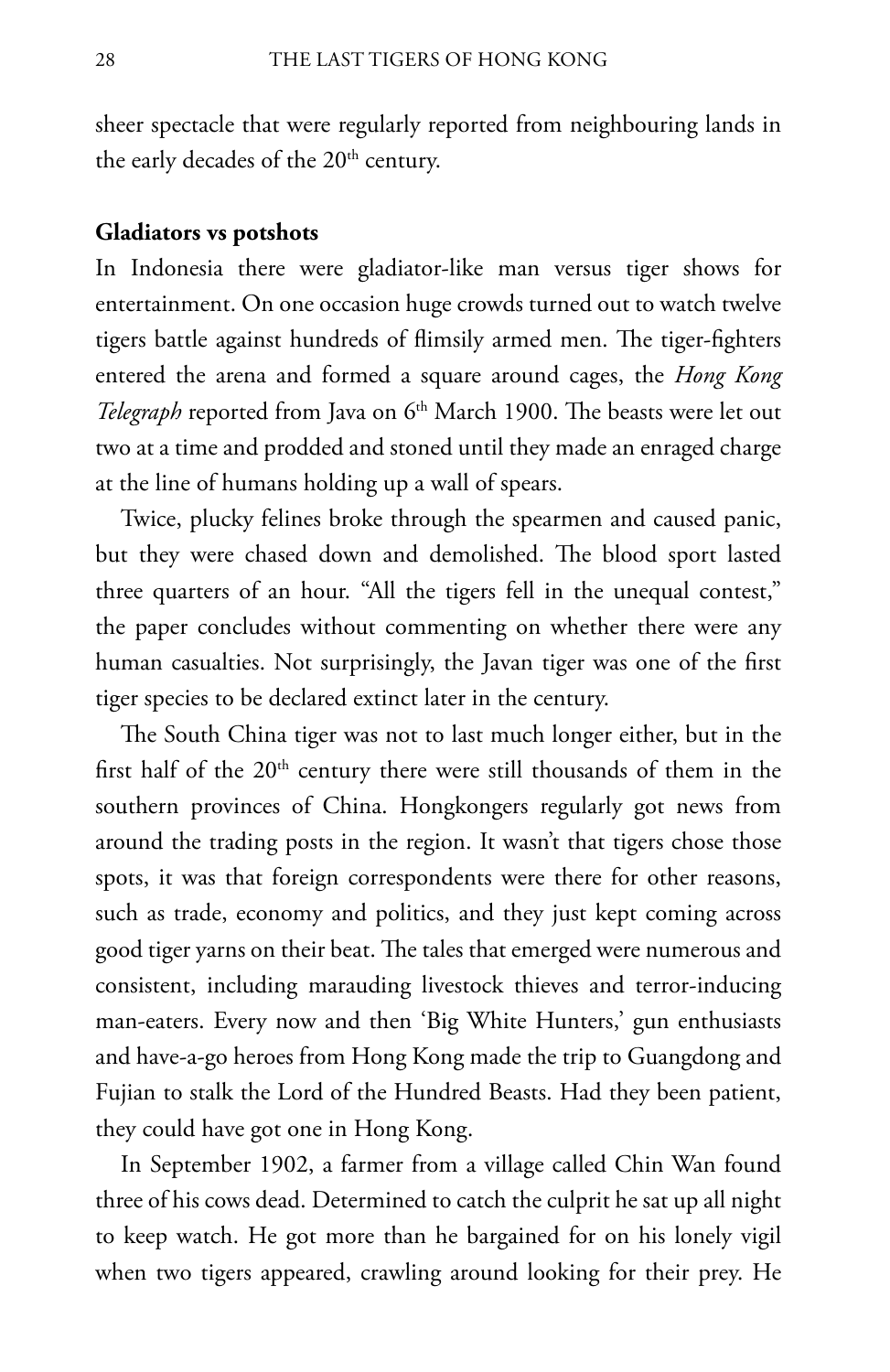sheer spectacle that were regularly reported from neighbouring lands in the early decades of the 20th century.

**Gladiators vs potshots**

In Indonesia there were gladiator-like man versus tiger shows for entertainment. On one occasion huge crowds turned out to watch twelve tigers battle against hundreds of flimsily armed men. The tiger-fighters entered the arena and formed a square around cages, the *Hong Kong Telegraph* reported from Java on 6th March 1900. The beasts were let out two at a time and prodded and stoned until they made an enraged charge at the line of humans holding up a wall of spears.

Twice, plucky felines broke through the spearmen and caused panic, but they were chased down and demolished. The blood sport lasted three quarters of an hour. "All the tigers fell in the unequal contest," the paper concludes without commenting on whether there were any human casualties. Not surprisingly, the Javan tiger was one of the first tiger species to be declared extinct later in the century.

The South China tiger was not to last much longer either, but in the first half of the 20th century there were still thousands of them in the southern provinces of China. Hongkongers regularly got news from around the trading posts in the region. It wasn't that tigers chose those spots, it was that foreign correspondents were there for other reasons, such as trade, economy and politics, and they just kept coming across good tiger yarns on their beat. The tales that emerged were numerous and consistent, including marauding livestock thieves and terror-inducing man-eaters. Every now and then 'Big White Hunters,' gun enthusiasts and have-a-go heroes from Hong Kong made the trip to Guangdong and Fujian to stalk the Lord of the Hundred Beasts. Had they been patient, they could have got one in Hong Kong.

In September 1902, a farmer from a village called Chin Wan found three of his cows dead. Determined to catch the culprit he sat up all night to keep watch. He got more than he bargained for on his lonely vigil when two tigers appeared, crawling around looking for their prey. He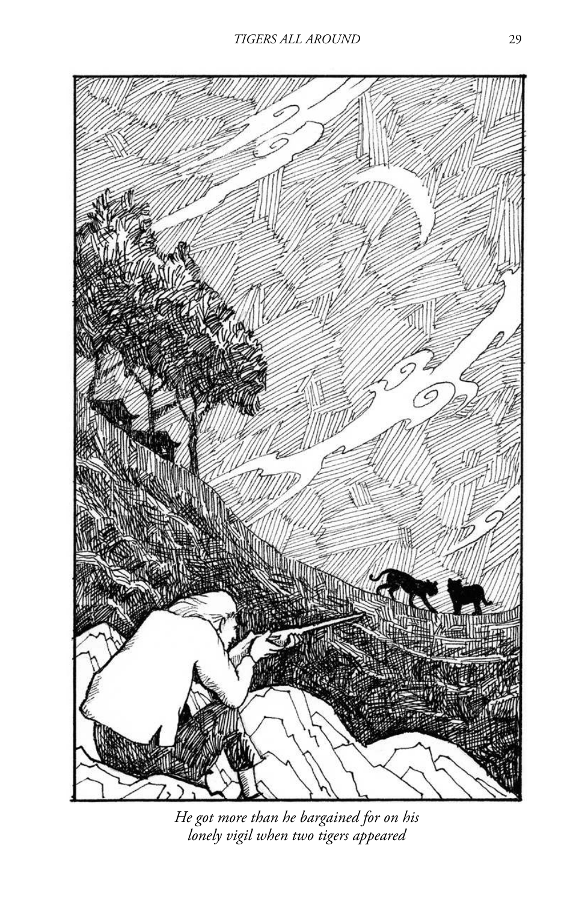*He got more than he bargained for on his lonely vigil when two tigers appeared*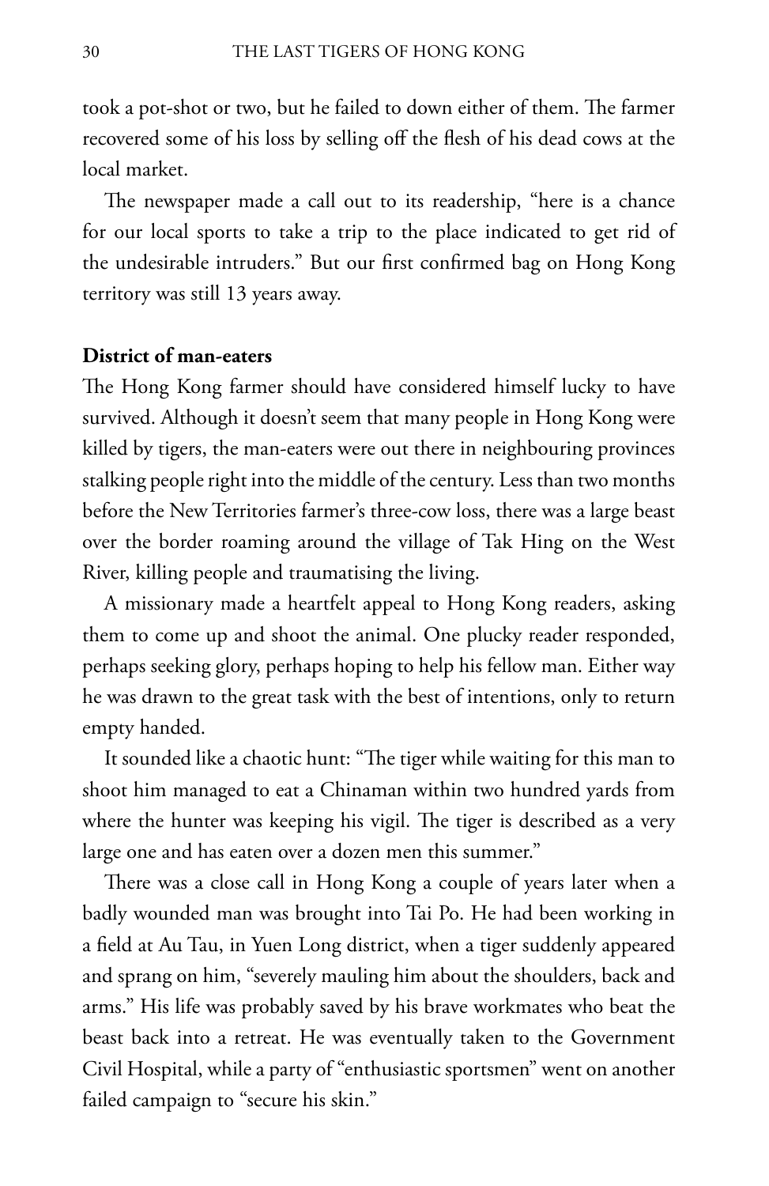took a pot-shot or two, but he failed to down either of them. The farmer recovered some of his loss by selling off the flesh of his dead cows at the local market.

The newspaper made a call out to its readership, "here is a chance for our local sports to take a trip to the place indicated to get rid of the undesirable intruders." But our first confirmed bag on Hong Kong territory was still 13 years away.

**District of man-eaters**

The Hong Kong farmer should have considered himself lucky to have survived. Although it doesn't seem that many people in Hong Kong were killed by tigers, the man-eaters were out there in neighbouring provinces stalking people right into the middle of the century. Less than two months before the New Territories farmer's three-cow loss, there was a large beast over the border roaming around the village of Tak Hing on the West River, killing people and traumatising the living.

A missionary made a heartfelt appeal to Hong Kong readers, asking them to come up and shoot the animal. One plucky reader responded, perhaps seeking glory, perhaps hoping to help his fellow man. Either way he was drawn to the great task with the best of intentions, only to return empty handed.

It sounded like a chaotic hunt: "The tiger while waiting for this man to shoot him managed to eat a Chinaman within two hundred yards from where the hunter was keeping his vigil. The tiger is described as a very large one and has eaten over a dozen men this summer."

There was a close call in Hong Kong a couple of years later when a badly wounded man was brought into Tai Po. He had been working in a field at Au Tau, in Yuen Long district, when a tiger suddenly appeared and sprang on him, "severely mauling him about the shoulders, back and arms." His life was probably saved by his brave workmates who beat the beast back into a retreat. He was eventually taken to the Government Civil Hospital, while a party of "enthusiastic sportsmen" went on another failed campaign to "secure his skin."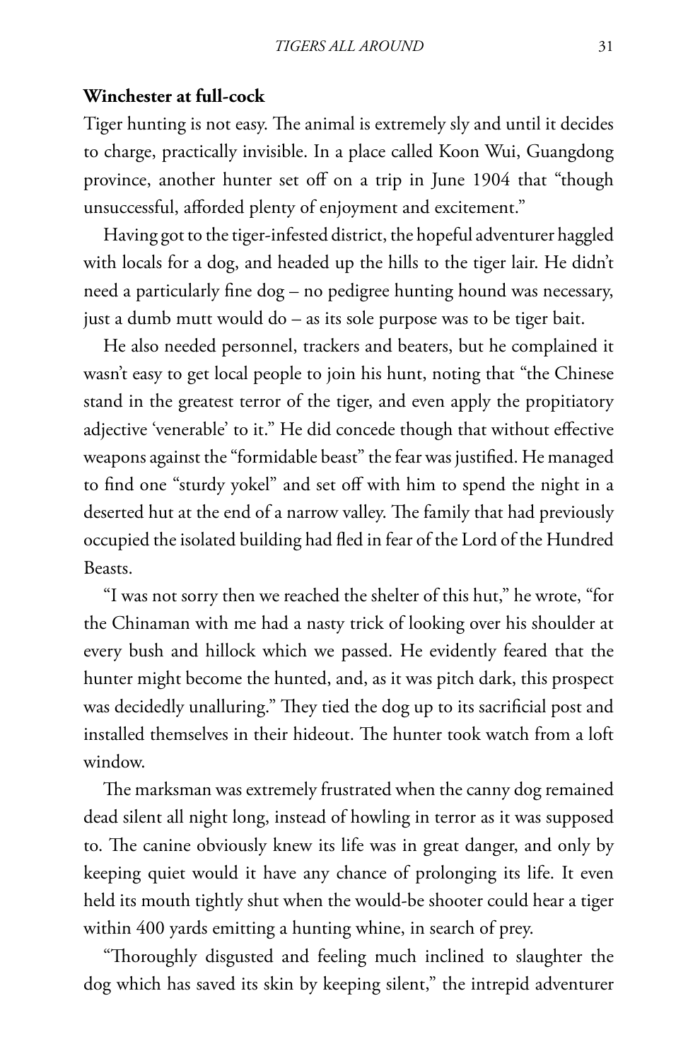## Winchester at full-cock

Tiger hunting is not easy. The animal is extremely sly and until it decides to charge, practically invisible. In a place called Koon Wui, Guangdong province, another hunter set off on a trip in June 1904 that "though unsuccessful, afforded plenty of enjoyment and excitement."

Having got to the tiger-infested district, the hopeful adventurer haggled with locals for a dog, and headed up the hills to the tiger lair. He didn't need a particularly fine dog – no pedigree hunting hound was necessary, just a dumb mutt would do – as its sole purpose was to be tiger bait.

He also needed personnel, trackers and beaters, but he complained it wasn't easy to get local people to join his hunt, noting that "the Chinese stand in the greatest terror of the tiger, and even apply the propitiatory adjective 'venerable' to it." He did concede though that without effective weapons against the "formidable beast" the fear was justified. He managed to find one "sturdy yokel" and set off with him to spend the night in a deserted hut at the end of a narrow valley. The family that had previously occupied the isolated building had fled in fear of the Lord of the Hundred Beasts.

"I was not sorry then we reached the shelter of this hut," he wrote, "for the Chinaman with me had a nasty trick of looking over his shoulder at every bush and hillock which we passed. He evidently feared that the hunter might become the hunted, and, as it was pitch dark, this prospect was decidedly unalluring." They tied the dog up to its sacrificial post and installed themselves in their hideout. The hunter took watch from a loft window.

The marksman was extremely frustrated when the canny dog remained dead silent all night long, instead of howling in terror as it was supposed to. The canine obviously knew its life was in great danger, and only by keeping quiet would it have any chance of prolonging its life. It even held its mouth tightly shut when the would-be shooter could hear a tiger within 400 yards emitting a hunting whine, in search of prey.

"Thoroughly disgusted and feeling much inclined to slaughter the dog which has saved its skin by keeping silent," the intrepid adventurer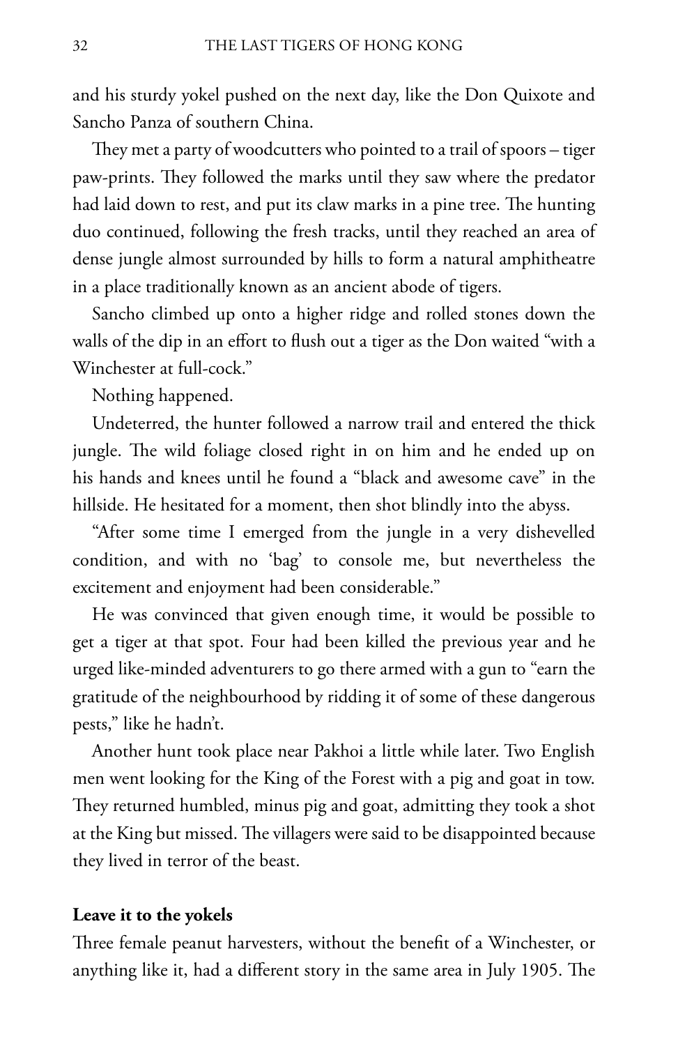and his sturdy yokel pushed on the next day, like the Don Quixote and Sancho Panza of southern China.

They met a party of woodcutters who pointed to a trail of spoors – tiger paw-prints. They followed the marks until they saw where the predator had laid down to rest, and put its claw marks in a pine tree. The hunting duo continued, following the fresh tracks, until they reached an area of dense jungle almost surrounded by hills to form a natural amphitheatre in a place traditionally known as an ancient abode of tigers.

Sancho climbed up onto a higher ridge and rolled stones down the walls of the dip in an effort to flush out a tiger as the Don waited "with a Winchester at full-cock."

Nothing happened.

Undeterred, the hunter followed a narrow trail and entered the thick jungle. The wild foliage closed right in on him and he ended up on his hands and knees until he found a "black and awesome cave" in the hillside. He hesitated for a moment, then shot blindly into the abyss.

"After some time I emerged from the jungle in a very dishevelled condition, and with no 'bag' to console me, but nevertheless the excitement and enjoyment had been considerable."

He was convinced that given enough time, it would be possible to get a tiger at that spot. Four had been killed the previous year and he urged like-minded adventurers to go there armed with a gun to "earn the gratitude of the neighbourhood by ridding it of some of these dangerous pests," like he hadn't.

Another hunt took place near Pakhoi a little while later. Two English men went looking for the King of the Forest with a pig and goat in tow. They returned humbled, minus pig and goat, admitting they took a shot at the King but missed. The villagers were said to be disappointed because they lived in terror of the beast.

**Leave it to the yokels**

Three female peanut harvesters, without the benefit of a Winchester, or anything like it, had a different story in the same area in July 1905. The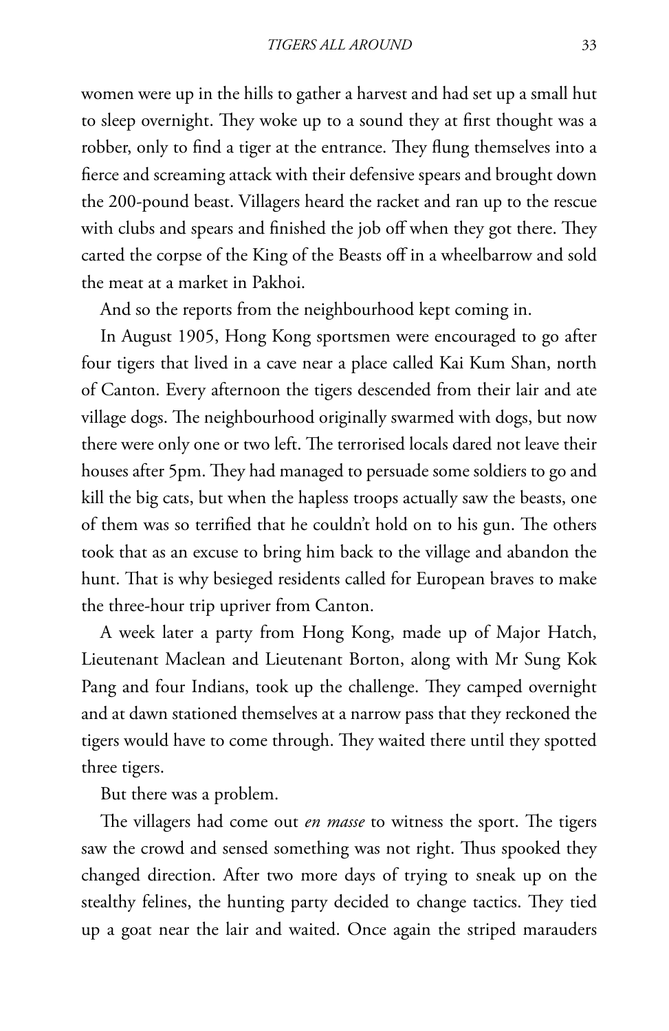women were up in the hills to gather a harvest and had set up a small hut to sleep overnight. They woke up to a sound they at first thought was a robber, only to find a tiger at the entrance. They flung themselves into a fierce and screaming attack with their defensive spears and brought down the 200-pound beast. Villagers heard the racket and ran up to the rescue with clubs and spears and finished the job off when they got there. They carted the corpse of the King of the Beasts off in a wheelbarrow and sold the meat at a market in Pakhoi.

And so the reports from the neighbourhood kept coming in.

In August 1905, Hong Kong sportsmen were encouraged to go after four tigers that lived in a cave near a place called Kai Kum Shan, north of Canton. Every afternoon the tigers descended from their lair and ate village dogs. The neighbourhood originally swarmed with dogs, but now there were only one or two left. The terrorised locals dared not leave their houses after 5pm. They had managed to persuade some soldiers to go and kill the big cats, but when the hapless troops actually saw the beasts, one of them was so terrified that he couldn't hold on to his gun. The others took that as an excuse to bring him back to the village and abandon the hunt. That is why besieged residents called for European braves to make the three-hour trip upriver from Canton.

A week later a party from Hong Kong, made up of Major Hatch, Lieutenant Maclean and Lieutenant Borton, along with Mr Sung Kok Pang and four Indians, took up the challenge. They camped overnight and at dawn stationed themselves at a narrow pass that they reckoned the tigers would have to come through. They waited there until they spotted three tigers.

But there was a problem.

The villagers had come out *en masse* to witness the sport. The tigers saw the crowd and sensed something was not right. Thus spooked they changed direction. After two more days of trying to sneak up on the stealthy felines, the hunting party decided to change tactics. They tied up a goat near the lair and waited. Once again the striped marauders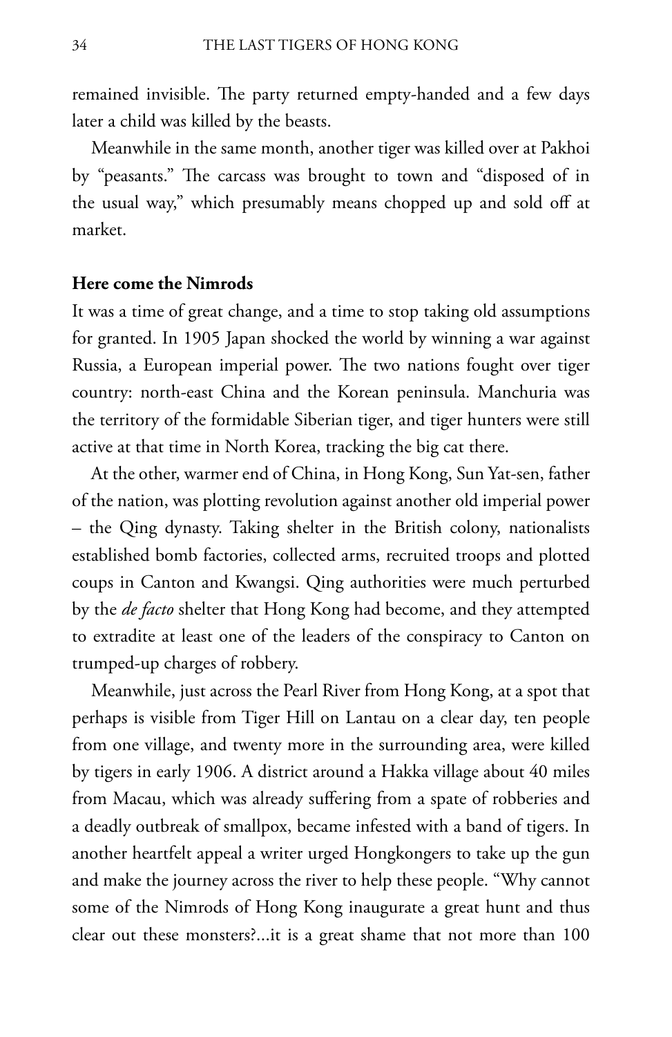remained invisible. The party returned empty-handed and a few days later a child was killed by the beasts.

Meanwhile in the same month, another tiger was killed over at Pakhoi by "peasants." The carcass was brought to town and "disposed of in the usual way," which presumably means chopped up and sold off at market.

**Here come the Nimrods**

It was a time of great change, and a time to stop taking old assumptions for granted. In 1905 Japan shocked the world by winning a war against Russia, a European imperial power. The two nations fought over tiger country: north-east China and the Korean peninsula. Manchuria was the territory of the formidable Siberian tiger, and tiger hunters were still active at that time in North Korea, tracking the big cat there.

At the other, warmer end of China, in Hong Kong, Sun Yat-sen, father of the nation, was plotting revolution against another old imperial power – the Qing dynasty. Taking shelter in the British colony, nationalists established bomb factories, collected arms, recruited troops and plotted coups in Canton and Kwangsi. Qing authorities were much perturbed by the *de facto* shelter that Hong Kong had become, and they attempted to extradite at least one of the leaders of the conspiracy to Canton on trumped-up charges of robbery.

Meanwhile, just across the Pearl River from Hong Kong, at a spot that perhaps is visible from Tiger Hill on Lantau on a clear day, ten people from one village, and twenty more in the surrounding area, were killed by tigers in early 1906. A district around a Hakka village about 40 miles from Macau, which was already suffering from a spate of robberies and a deadly outbreak of smallpox, became infested with a band of tigers. In another heartfelt appeal a writer urged Hongkongers to take up the gun and make the journey across the river to help these people. "Why cannot some of the Nimrods of Hong Kong inaugurate a great hunt and thus clear out these monsters?...it is a great shame that not more than 100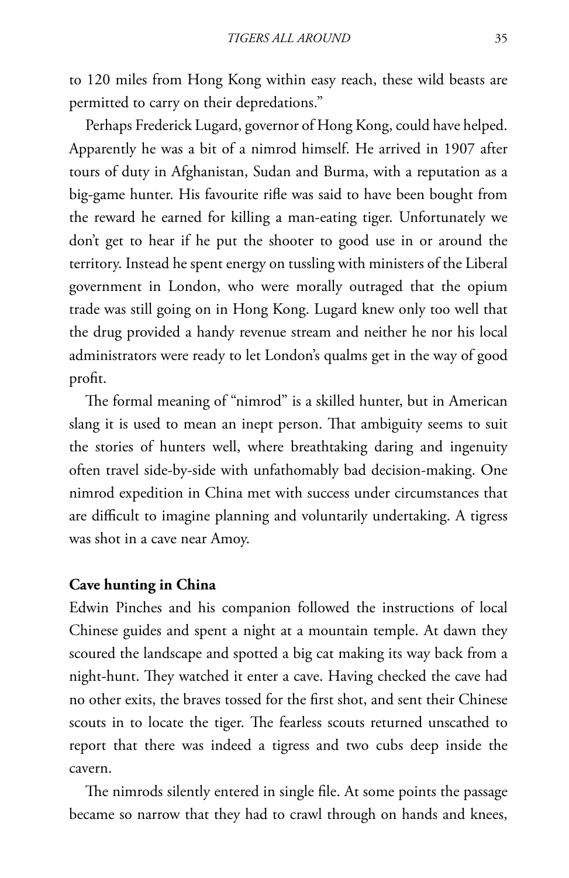to 120 miles from Hong Kong within easy reach, these wild beasts are permitted to carry on their depredations."

Perhaps Frederick Lugard, governor of Hong Kong, could have helped. Apparently he was a bit of a nimrod himself. He arrived in 1907 after tours of duty in Afghanistan, Sudan and Burma, with a reputation as a big-game hunter. His favourite rifle was said to have been bought from the reward he earned for killing a man-eating tiger. Unfortunately we don't get to hear if he put the shooter to good use in or around the territory. Instead he spent energy on tussling with ministers of the Liberal government in London, who were morally outraged that the opium trade was still going on in Hong Kong. Lugard knew only too well that the drug provided a handy revenue stream and neither he nor his local administrators were ready to let London's qualms get in the way of good profit.

The formal meaning of "nimrod" is a skilled hunter, but in American slang it is used to mean an inept person. That ambiguity seems to suit the stories of hunters well, where breathtaking daring and ingenuity often travel side-by-side with unfathomably bad decision-making. One nimrod expedition in China met with success under circumstances that are difficult to imagine planning and voluntarily undertaking. A tigress was shot in a cave near Amoy.

**Cave hunting in China**

Edwin Pinches and his companion followed the instructions of local Chinese guides and spent a night at a mountain temple. At dawn they scoured the landscape and spotted a big cat making its way back from a night-hunt. They watched it enter a cave. Having checked the cave had no other exits, the braves tossed for the first shot, and sent their Chinese scouts in to locate the tiger. The fearless scouts returned unscathed to report that there was indeed a tigress and two cubs deep inside the cavern.

The nimrods silently entered in single file. At some points the passage became so narrow that they had to crawl through on hands and knees,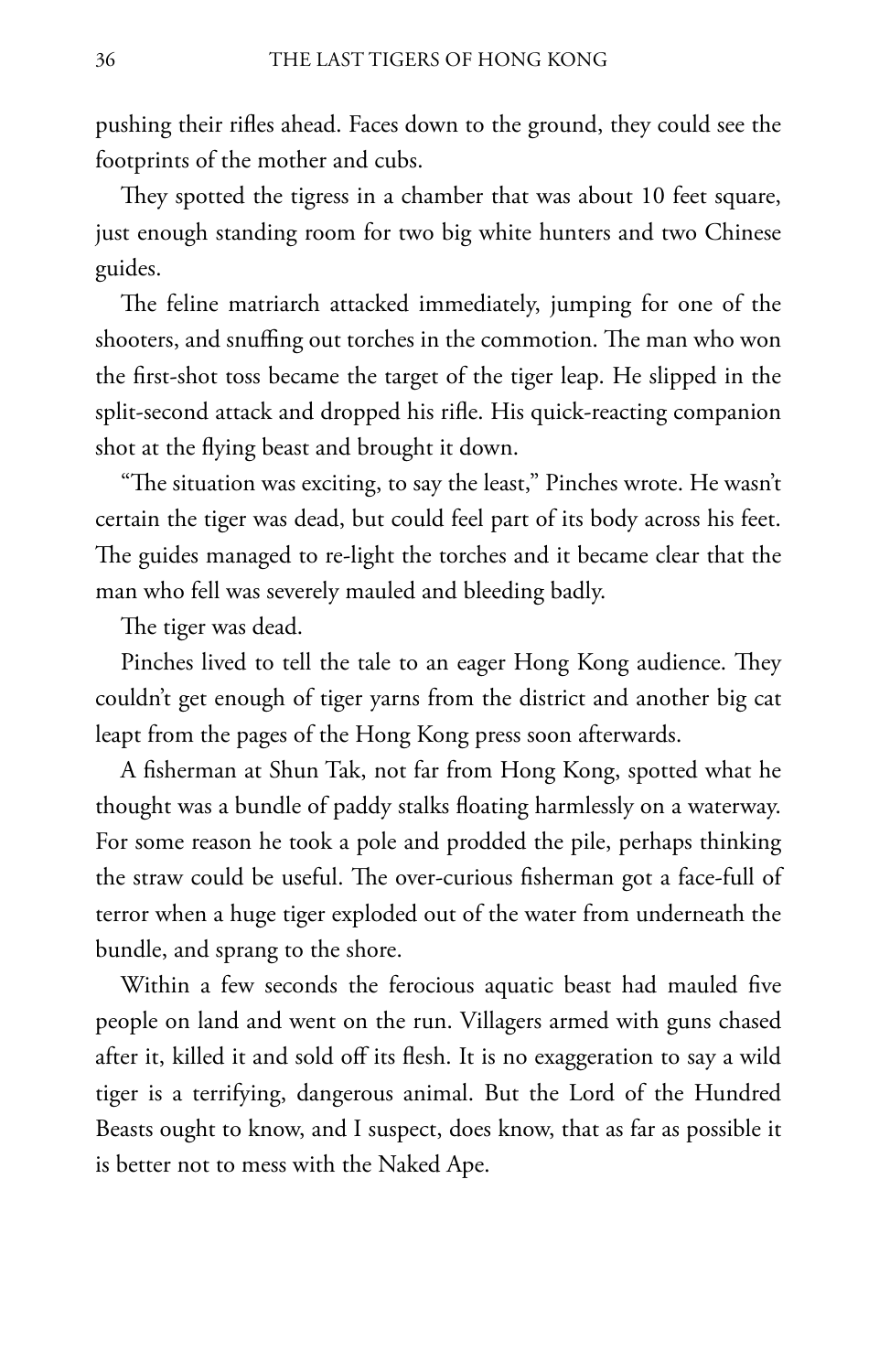pushing their rifles ahead. Faces down to the ground, they could see the footprints of the mother and cubs.

They spotted the tigress in a chamber that was about 10 feet square, just enough standing room for two big white hunters and two Chinese guides.

The feline matriarch attacked immediately, jumping for one of the shooters, and snuffing out torches in the commotion. The man who won the first-shot toss became the target of the tiger leap. He slipped in the split-second attack and dropped his rifle. His quick-reacting companion shot at the flying beast and brought it down.

"The situation was exciting, to say the least," Pinches wrote. He wasn't certain the tiger was dead, but could feel part of its body across his feet. The guides managed to re-light the torches and it became clear that the man who fell was severely mauled and bleeding badly.

The tiger was dead.

Pinches lived to tell the tale to an eager Hong Kong audience. They couldn't get enough of tiger yarns from the district and another big cat leapt from the pages of the Hong Kong press soon afterwards.

A fisherman at Shun Tak, not far from Hong Kong, spotted what he thought was a bundle of paddy stalks floating harmlessly on a waterway. For some reason he took a pole and prodded the pile, perhaps thinking the straw could be useful. The over-curious fisherman got a face-full of terror when a huge tiger exploded out of the water from underneath the bundle, and sprang to the shore.

Within a few seconds the ferocious aquatic beast had mauled five people on land and went on the run. Villagers armed with guns chased after it, killed it and sold off its flesh. It is no exaggeration to say a wild tiger is a terrifying, dangerous animal. But the Lord of the Hundred Beasts ought to know, and I suspect, does know, that as far as possible it is better not to mess with the Naked Ape.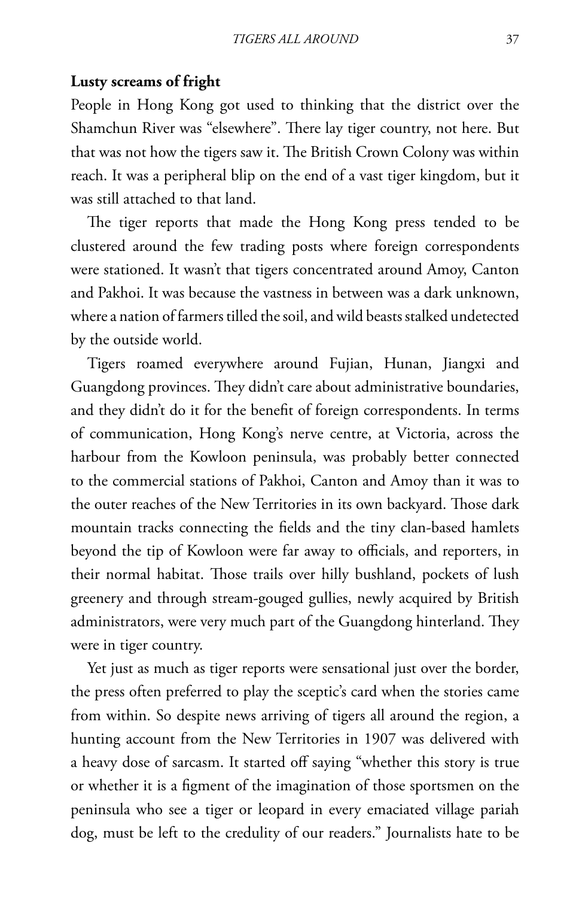## Lusty screams of fright

People in Hong Kong got used to thinking that the district over the Shamchun River was “elsewhere”. There lay tiger country, not here. But that was not how the tigers saw it. The British Crown Colony was within reach. It was a peripheral blip on the end of a vast tiger kingdom, but it was still attached to that land.

The tiger reports that made the Hong Kong press tended to be clustered around the few trading posts where foreign correspondents were stationed. It wasn’t that tigers concentrated around Amoy, Canton and Pakhoi. It was because the vastness in between was a dark unknown, where a nation of farmers tilled the soil, and wild beasts stalked undetected by the outside world.

Tigers roamed everywhere around Fujian, Hunan, Jiangxi and Guangdong provinces. They didn’t care about administrative boundaries, and they didn’t do it for the benefit of foreign correspondents. In terms of communication, Hong Kong’s nerve centre, at Victoria, across the harbour from the Kowloon peninsula, was probably better connected to the commercial stations of Pakhoi, Canton and Amoy than it was to the outer reaches of the New Territories in its own backyard. Those dark mountain tracks connecting the fields and the tiny clan-based hamlets beyond the tip of Kowloon were far away to officials, and reporters, in their normal habitat. Those trails over hilly bushland, pockets of lush greenery and through stream-gouged gullies, newly acquired by British administrators, were very much part of the Guangdong hinterland. They were in tiger country.

Yet just as much as tiger reports were sensational just over the border, the press often preferred to play the sceptic’s card when the stories came from within. So despite news arriving of tigers all around the region, a hunting account from the New Territories in 1907 was delivered with a heavy dose of sarcasm. It started off saying “whether this story is true or whether it is a figment of the imagination of those sportsmen on the peninsula who see a tiger or leopard in every emaciated village pariah dog, must be left to the credulity of our readers.” Journalists hate to be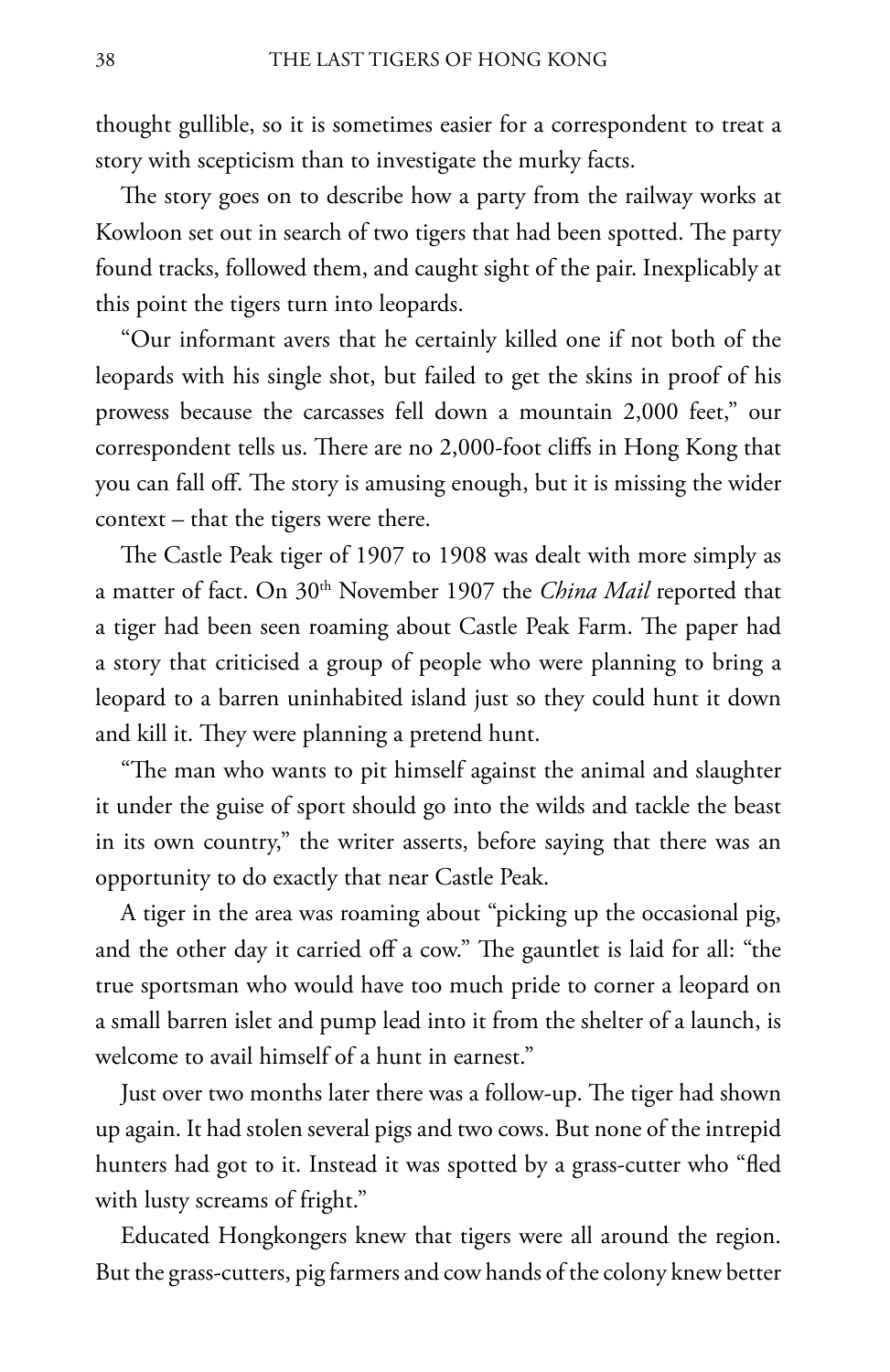thought gullible, so it is sometimes easier for a correspondent to treat a story with scepticism than to investigate the murky facts.

The story goes on to describe how a party from the railway works at Kowloon set out in search of two tigers that had been spotted. The party found tracks, followed them, and caught sight of the pair. Inexplicably at this point the tigers turn into leopards.

"Our informant avers that he certainly killed one if not both of the leopards with his single shot, but failed to get the skins in proof of his prowess because the carcasses fell down a mountain 2,000 feet," our correspondent tells us. There are no 2,000-foot cliffs in Hong Kong that you can fall off. The story is amusing enough, but it is missing the wider context – that the tigers were there.

The Castle Peak tiger of 1907 to 1908 was dealt with more simply as a matter of fact. On 30th November 1907 the *China Mail* reported that a tiger had been seen roaming about Castle Peak Farm. The paper had a story that criticised a group of people who were planning to bring a leopard to a barren uninhabited island just so they could hunt it down and kill it. They were planning a pretend hunt.

"The man who wants to pit himself against the animal and slaughter it under the guise of sport should go into the wilds and tackle the beast in its own country," the writer asserts, before saying that there was an opportunity to do exactly that near Castle Peak.

A tiger in the area was roaming about "picking up the occasional pig, and the other day it carried off a cow." The gauntlet is laid for all: "the true sportsman who would have too much pride to corner a leopard on a small barren islet and pump lead into it from the shelter of a launch, is welcome to avail himself of a hunt in earnest."

Just over two months later there was a follow-up. The tiger had shown up again. It had stolen several pigs and two cows. But none of the intrepid hunters had got to it. Instead it was spotted by a grass-cutter who "fled with lusty screams of fright."

Educated Hongkongers knew that tigers were all around the region. But the grass-cutters, pig farmers and cow hands of the colony knew better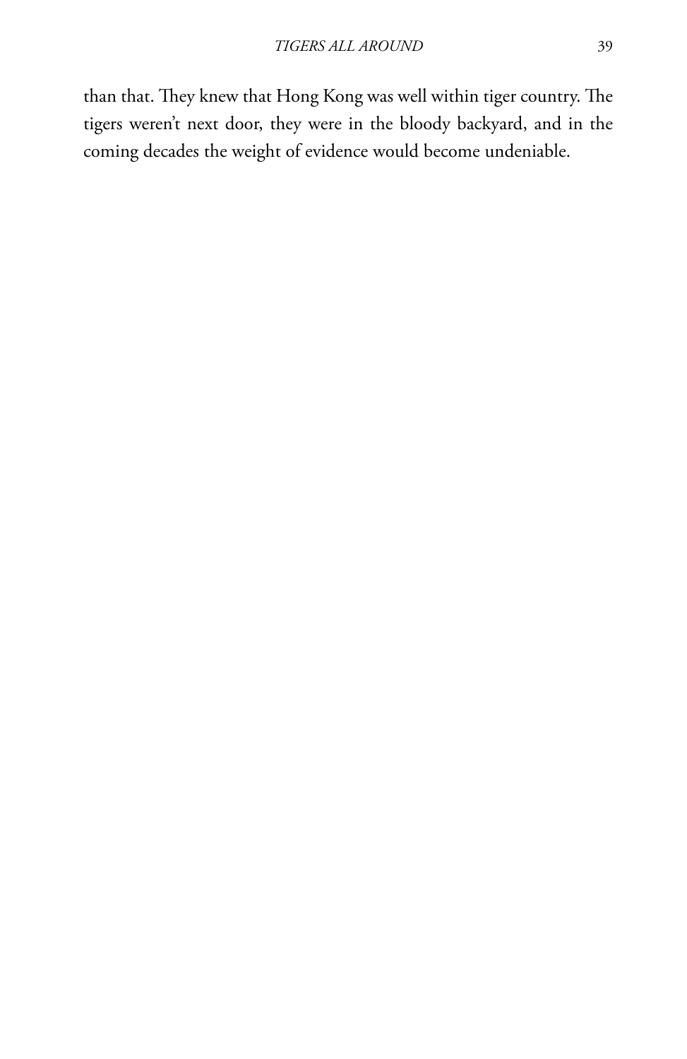than that. They knew that Hong Kong was well within tiger country. The tigers weren't next door, they were in the bloody backyard, and in the coming decades the weight of evidence would become undeniable.